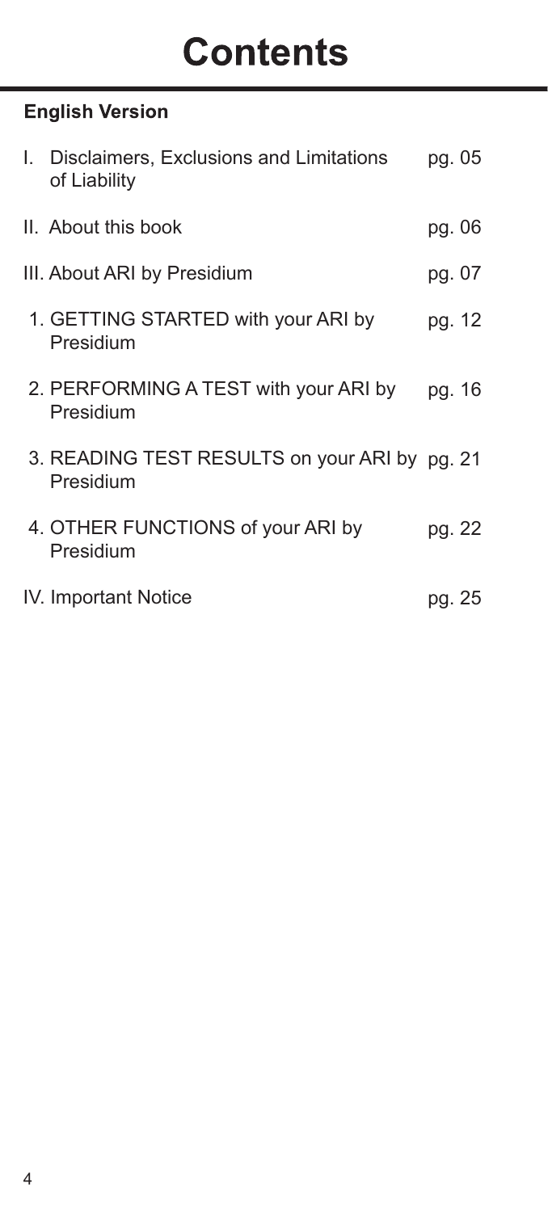# Contents

## English Version

| | |
|---|---|
| I. Disclaimers, Exclusions and Limitations of Liability | pg. 05 |
| II. About this book | pg. 06 |
| III. About ARI by Presidium | pg. 07 |
| 1. GETTING STARTED with your ARI by Presidium | pg. 12 |
| 2. PERFORMING A TEST with your ARI by Presidium | pg. 16 |
| 3. READING TEST RESULTS on your ARI by Presidium | pg. 21 |
| 4. OTHER FUNCTIONS of your ARI by Presidium | pg. 22 |
| IV. Important Notice | pg. 25 |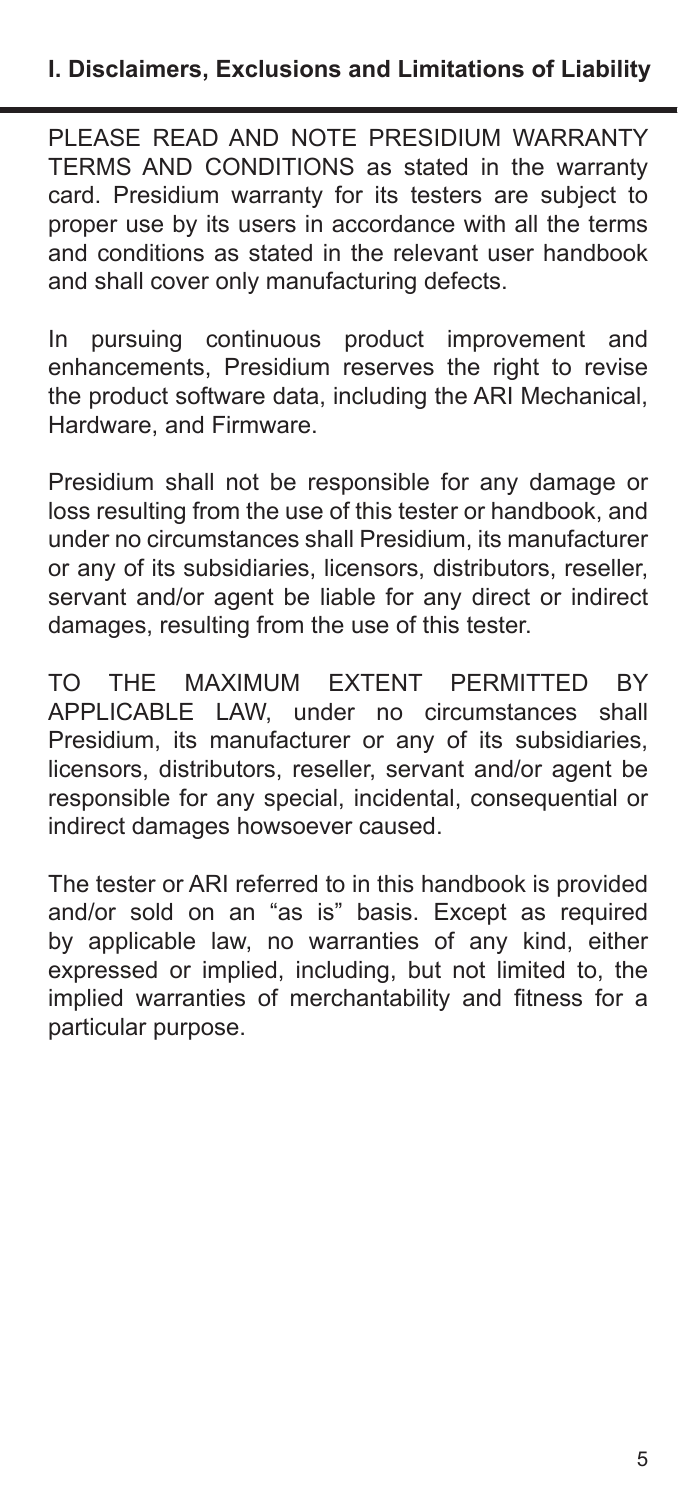## I. Disclaimers, Exclusions and Limitations of Liability

PLEASE READ AND NOTE PRESIDIUM WARRANTY TERMS AND CONDITIONS as stated in the warranty card. Presidium warranty for its testers are subject to proper use by its users in accordance with all the terms and conditions as stated in the relevant user handbook and shall cover only manufacturing defects.

In pursuing continuous product improvement and enhancements, Presidium reserves the right to revise the product software data, including the ARI Mechanical, Hardware, and Firmware.

Presidium shall not be responsible for any damage or loss resulting from the use of this tester or handbook, and under no circumstances shall Presidium, its manufacturer or any of its subsidiaries, licensors, distributors, reseller, servant and/or agent be liable for any direct or indirect damages, resulting from the use of this tester.

TO THE MAXIMUM EXTENT PERMITTED BY APPLICABLE LAW, under no circumstances shall Presidium, its manufacturer or any of its subsidiaries, licensors, distributors, reseller, servant and/or agent be responsible for any special, incidental, consequential or indirect damages howsoever caused.

The tester or ARI referred to in this handbook is provided and/or sold on an "as is" basis. Except as required by applicable law, no warranties of any kind, either expressed or implied, including, but not limited to, the implied warranties of merchantability and fitness for a particular purpose.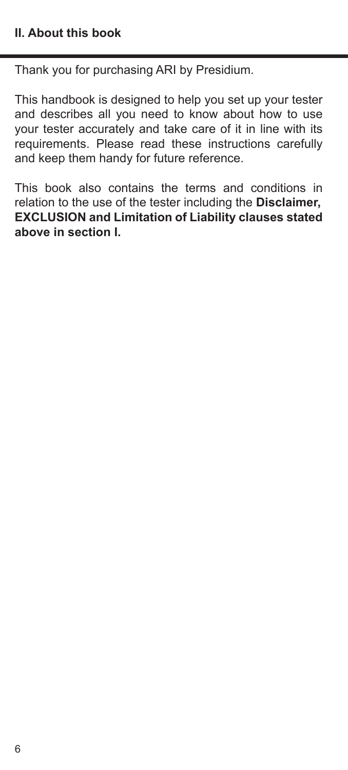## II. About this book

Thank you for purchasing ARI by Presidium.

This handbook is designed to help you set up your tester and describes all you need to know about how to use your tester accurately and take care of it in line with its requirements. Please read these instructions carefully and keep them handy for future reference.

This book also contains the terms and conditions in relation to the use of the tester including the **Disclaimer, EXCLUSION and Limitation of Liability clauses stated above in section I.**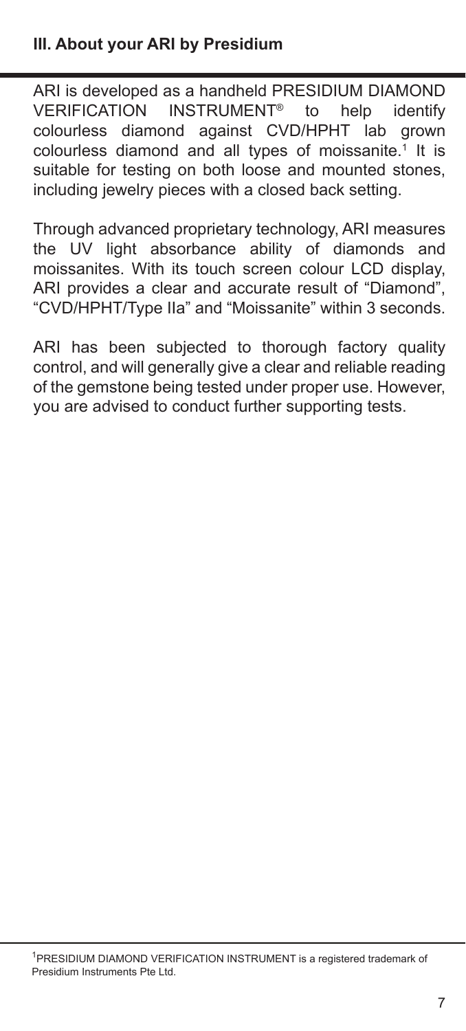## III. About your ARI by Presidium

ARI is developed as a handheld PRESIDIUM DIAMOND VERIFICATION INSTRUMENT® to help identify colourless diamond against CVD/HPHT lab grown colourless diamond and all types of moissanite.[1] It is suitable for testing on both loose and mounted stones, including jewelry pieces with a closed back setting.

Through advanced proprietary technology, ARI measures the UV light absorbance ability of diamonds and moissanites. With its touch screen colour LCD display, ARI provides a clear and accurate result of "Diamond", "CVD/HPHT/Type IIa" and "Moissanite" within 3 seconds.

ARI has been subjected to thorough factory quality control, and will generally give a clear and reliable reading of the gemstone being tested under proper use. However, you are advised to conduct further supporting tests.

[1] PRESIDIUM DIAMOND VERIFICATION INSTRUMENT is a registered trademark of Presidium Instruments Pte Ltd.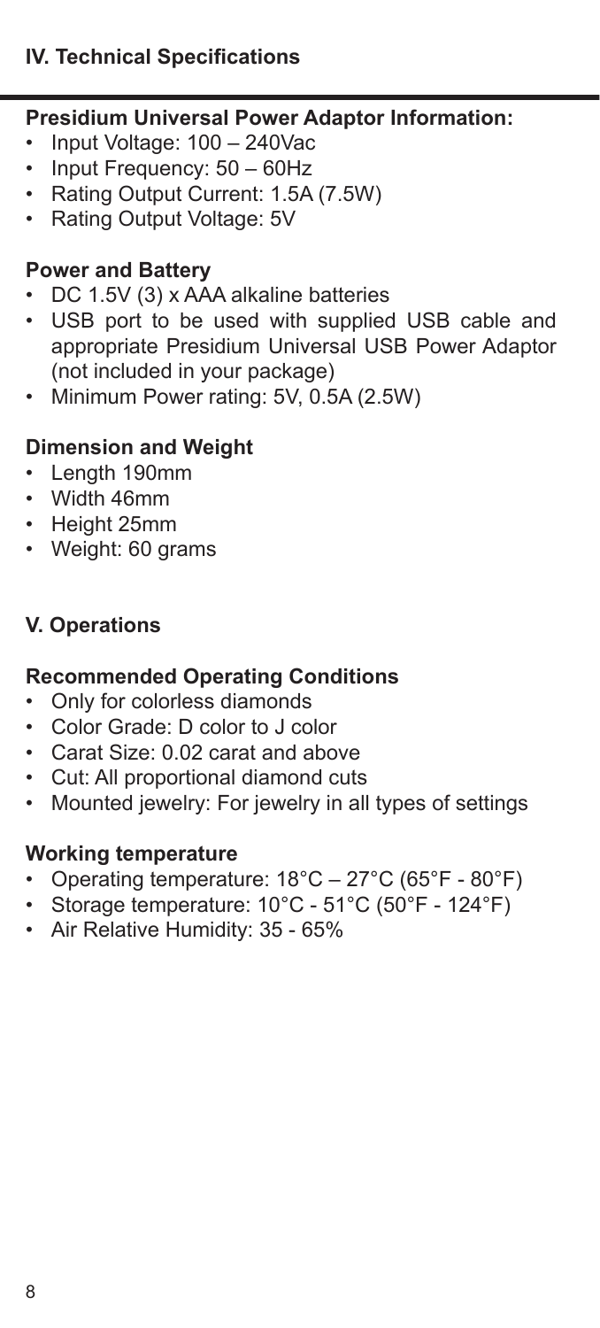## IV. Technical Specifications

**Presidium Universal Power Adaptor Information:**

- Input Voltage: 100 – 240Vac
- Input Frequency: 50 – 60Hz
- Rating Output Current: 1.5A (7.5W)
- Rating Output Voltage: 5V

**Power and Battery**

- DC 1.5V (3) x AAA alkaline batteries
- USB port to be used with supplied USB cable and appropriate Presidium Universal USB Power Adaptor (not included in your package)
- Minimum Power rating: 5V, 0.5A (2.5W)

**Dimension and Weight**

- Length 190mm
- Width 46mm
- Height 25mm
- Weight: 60 grams

## V. Operations

**Recommended Operating Conditions**

- Only for colorless diamonds
- Color Grade: D color to J color
- Carat Size: 0.02 carat and above
- Cut: All proportional diamond cuts
- Mounted jewelry: For jewelry in all types of settings

**Working temperature**

- Operating temperature: 18°C – 27°C (65°F - 80°F)
- Storage temperature: 10°C - 51°C (50°F - 124°F)
- Air Relative Humidity: 35 - 65%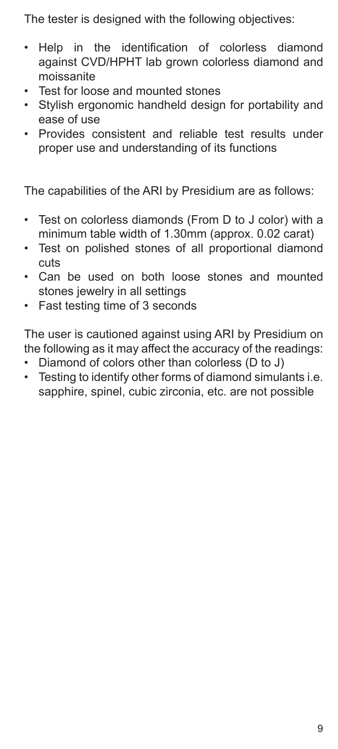The tester is designed with the following objectives:

- Help in the identification of colorless diamond against CVD/HPHT lab grown colorless diamond and moissanite
- Test for loose and mounted stones
- Stylish ergonomic handheld design for portability and ease of use
- Provides consistent and reliable test results under proper use and understanding of its functions

The capabilities of the ARI by Presidium are as follows:

- Test on colorless diamonds (From D to J color) with a minimum table width of 1.30mm (approx. 0.02 carat)
- Test on polished stones of all proportional diamond cuts
- Can be used on both loose stones and mounted stones jewelry in all settings
- Fast testing time of 3 seconds

The user is cautioned against using ARI by Presidium on the following as it may affect the accuracy of the readings:

- Diamond of colors other than colorless (D to J)
- Testing to identify other forms of diamond simulants i.e. sapphire, spinel, cubic zirconia, etc. are not possible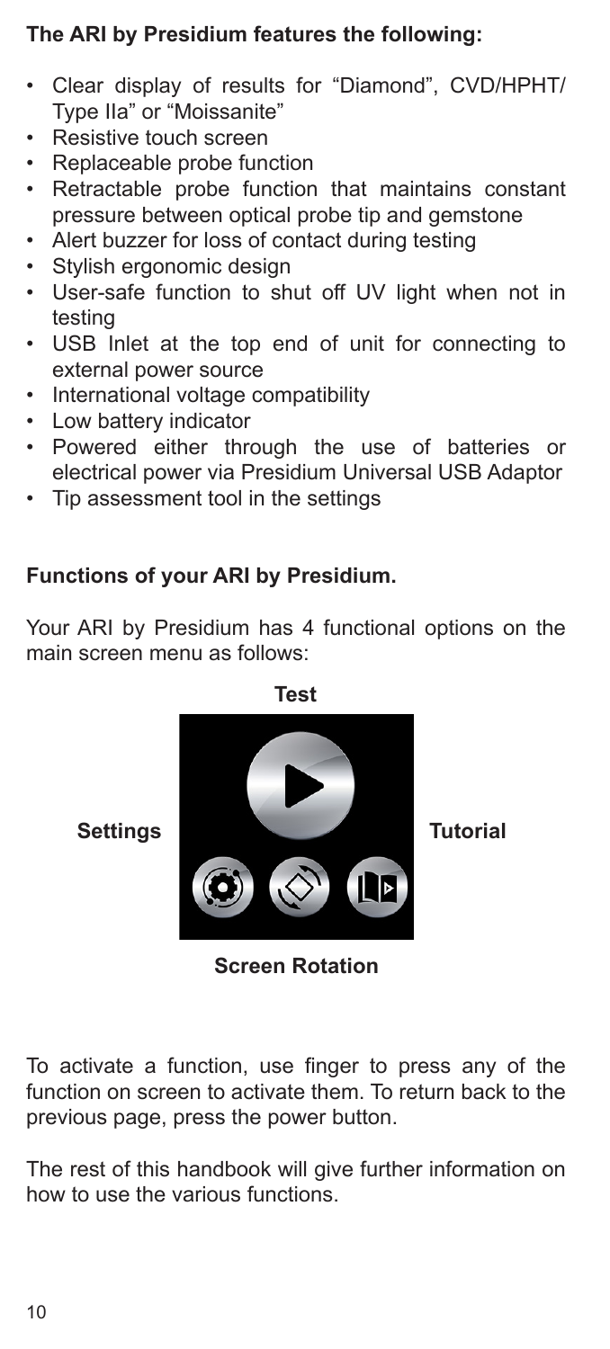**The ARI by Presidium features the following:**

- Clear display of results for "Diamond", CVD/HPHT/ Type IIa" or "Moissanite"
- Resistive touch screen
- Replaceable probe function
- Retractable probe function that maintains constant pressure between optical probe tip and gemstone
- Alert buzzer for loss of contact during testing
- Stylish ergonomic design
- User-safe function to shut off UV light when not in testing
- USB Inlet at the top end of unit for connecting to external power source
- International voltage compatibility
- Low battery indicator
- Powered either through the use of batteries or electrical power via Presidium Universal USB Adaptor
- Tip assessment tool in the settings

**Functions of your ARI by Presidium.**

Your ARI by Presidium has 4 functional options on the main screen menu as follows:

**Test**

**Settings** **Tutorial**

**Screen Rotation**

To activate a function, use finger to press any of the function on screen to activate them. To return back to the previous page, press the power button.

The rest of this handbook will give further information on how to use the various functions.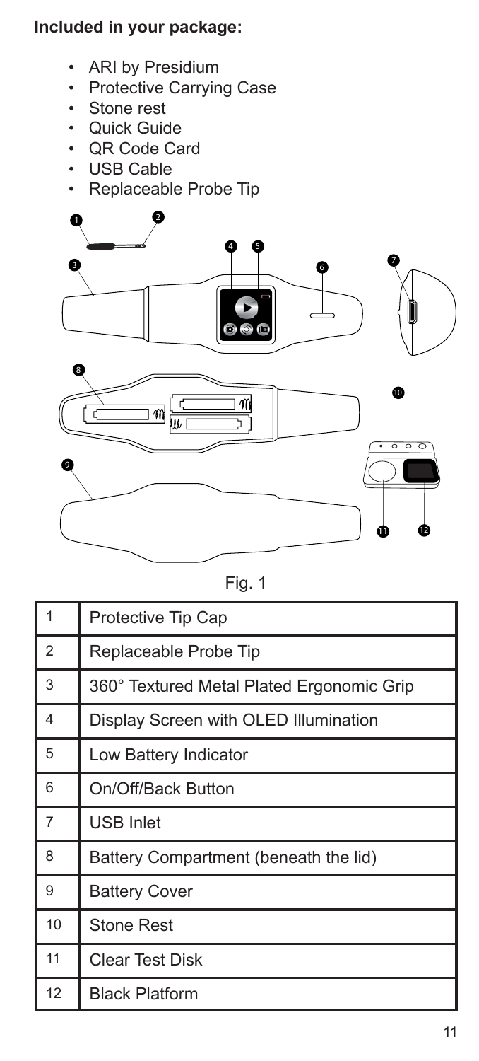**Included in your package:**

- ARI by Presidium
- Protective Carrying Case
- Stone rest
- Quick Guide
- QR Code Card
- USB Cable
- Replaceable Probe Tip

Fig. 1

| 1 | Protective Tip Cap |
|---|---|
| 2 | Replaceable Probe Tip |
| 3 | 360° Textured Metal Plated Ergonomic Grip |
| 4 | Display Screen with OLED Illumination |
| 5 | Low Battery Indicator |
| 6 | On/Off/Back Button |
| 7 | USB Inlet |
| 8 | Battery Compartment (beneath the lid) |
| 9 | Battery Cover |
| 10 | Stone Rest |
| 11 | Clear Test Disk |
| 12 | Black Platform |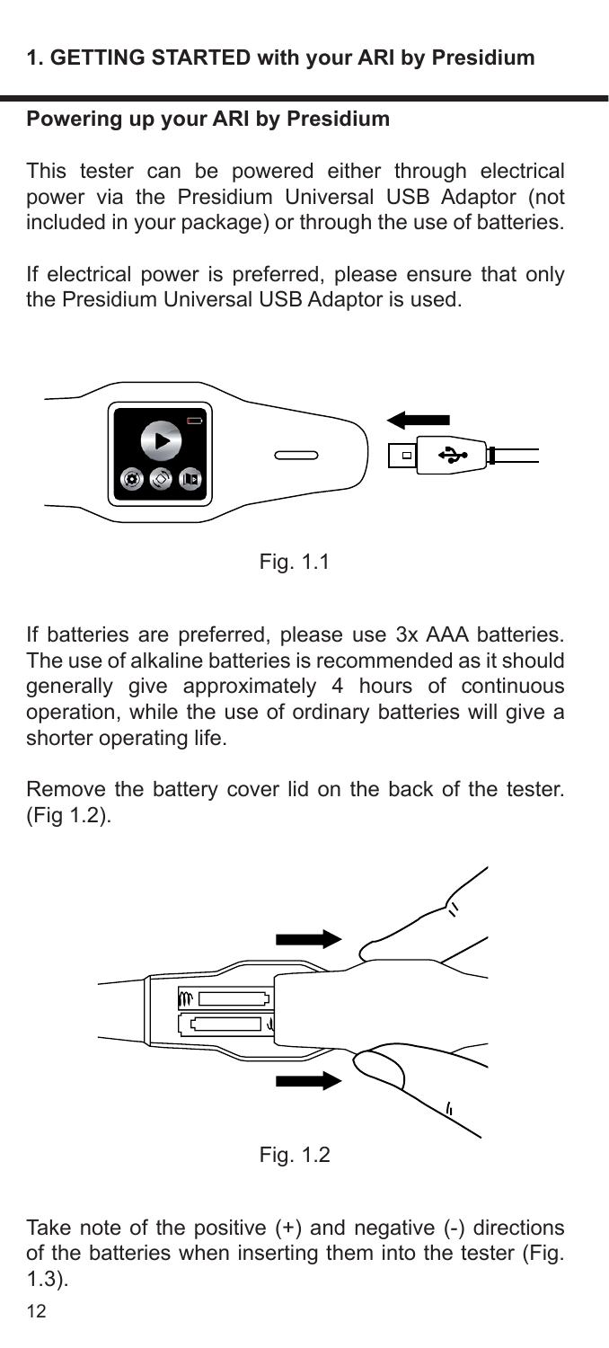## 1. GETTING STARTED with your ARI by Presidium

### Powering up your ARI by Presidium

This tester can be powered either through electrical power via the Presidium Universal USB Adaptor (not included in your package) or through the use of batteries.

If electrical power is preferred, please ensure that only the Presidium Universal USB Adaptor is used.

Fig. 1.1

If batteries are preferred, please use 3x AAA batteries. The use of alkaline batteries is recommended as it should generally give approximately 4 hours of continuous operation, while the use of ordinary batteries will give a shorter operating life.

Remove the battery cover lid on the back of the tester. (Fig 1.2).

Fig. 1.2

Take note of the positive (+) and negative (-) directions of the batteries when inserting them into the tester (Fig. 1.3).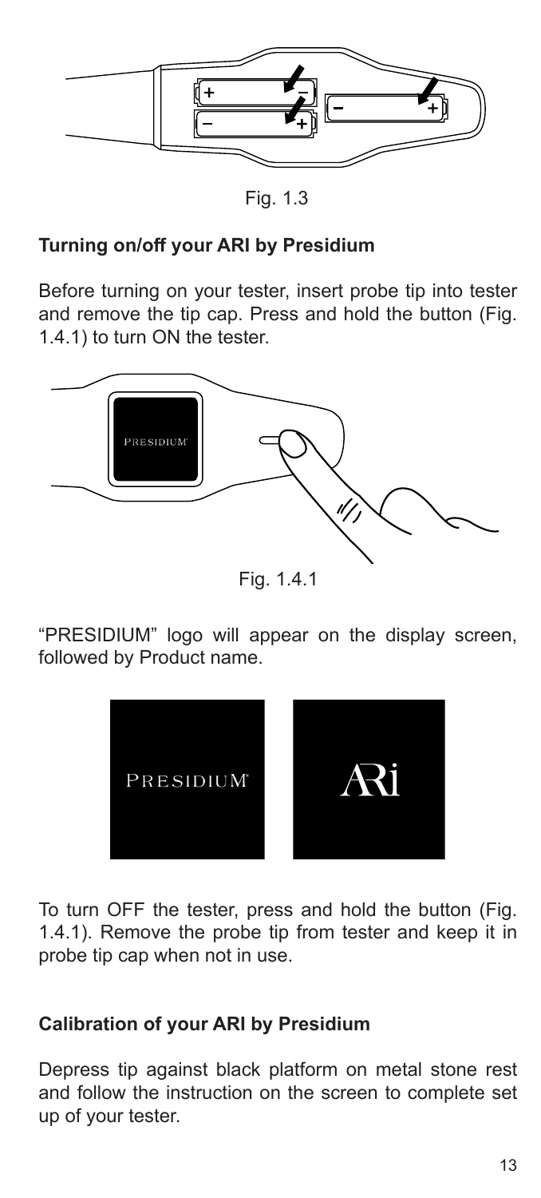Fig. 1.3

## Turning on/off your ARI by Presidium

Before turning on your tester, insert probe tip into tester and remove the tip cap. Press and hold the button (Fig. 1.4.1) to turn ON the tester.

Fig. 1.4.1

"PRESIDIUM" logo will appear on the display screen, followed by Product name.

To turn OFF the tester, press and hold the button (Fig. 1.4.1). Remove the probe tip from tester and keep it in probe tip cap when not in use.

## Calibration of your ARI by Presidium

Depress tip against black platform on metal stone rest and follow the instruction on the screen to complete set up of your tester.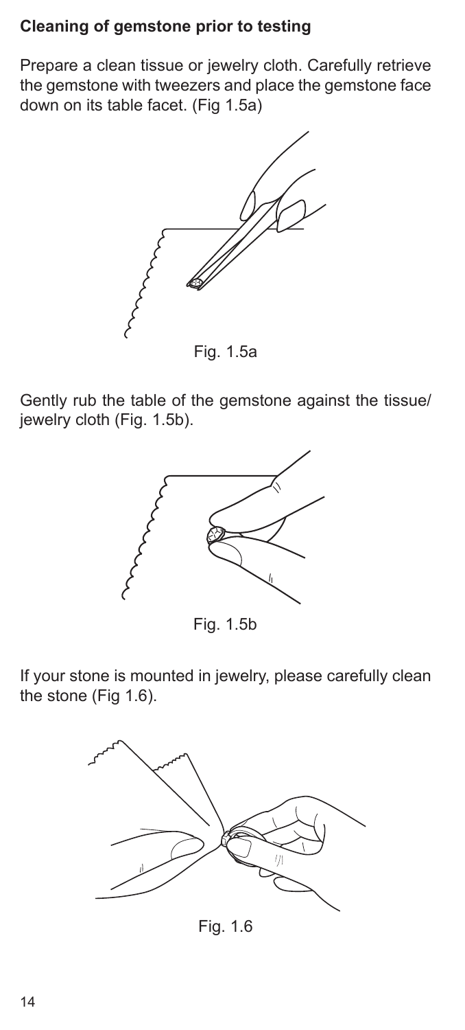**Cleaning of gemstone prior to testing**

Prepare a clean tissue or jewelry cloth. Carefully retrieve the gemstone with tweezers and place the gemstone face down on its table facet. (Fig 1.5a)

Fig. 1.5a

Gently rub the table of the gemstone against the tissue/ jewelry cloth (Fig. 1.5b).

Fig. 1.5b

If your stone is mounted in jewelry, please carefully clean the stone (Fig 1.6).

Fig. 1.6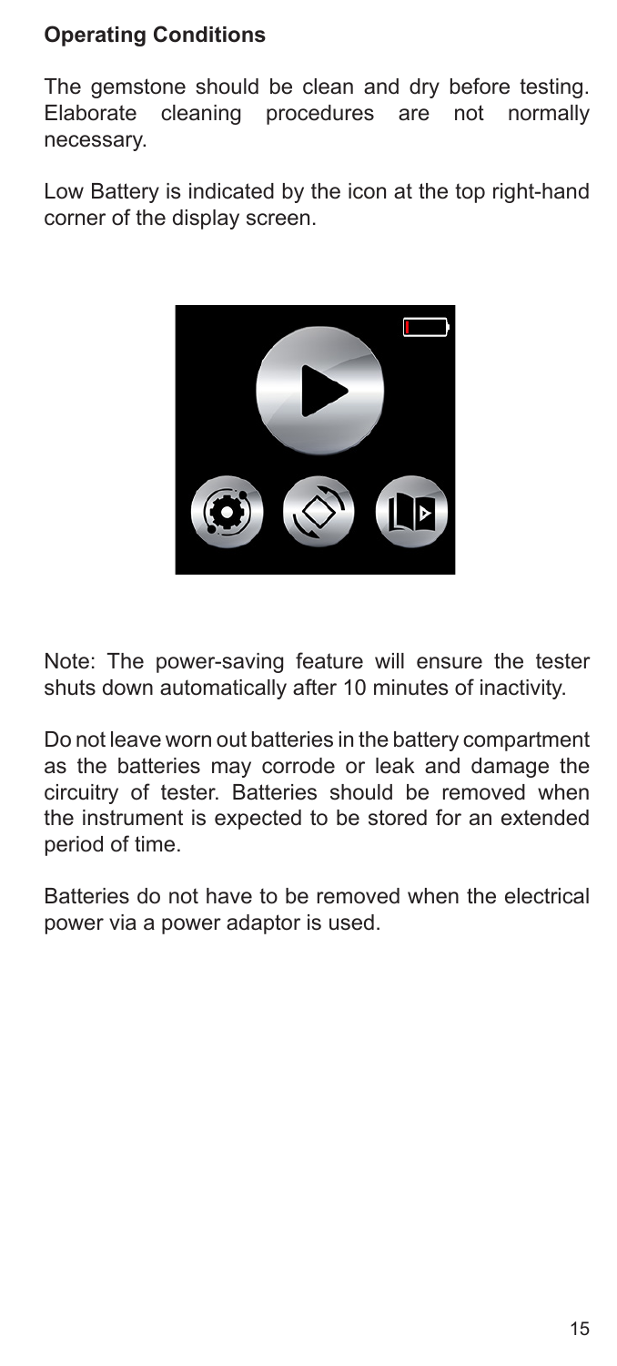**Operating Conditions**

The gemstone should be clean and dry before testing. Elaborate cleaning procedures are not normally necessary.

Low Battery is indicated by the icon at the top right-hand corner of the display screen.

Note: The power-saving feature will ensure the tester shuts down automatically after 10 minutes of inactivity.

Do not leave worn out batteries in the battery compartment as the batteries may corrode or leak and damage the circuitry of tester. Batteries should be removed when the instrument is expected to be stored for an extended period of time.

Batteries do not have to be removed when the electrical power via a power adaptor is used.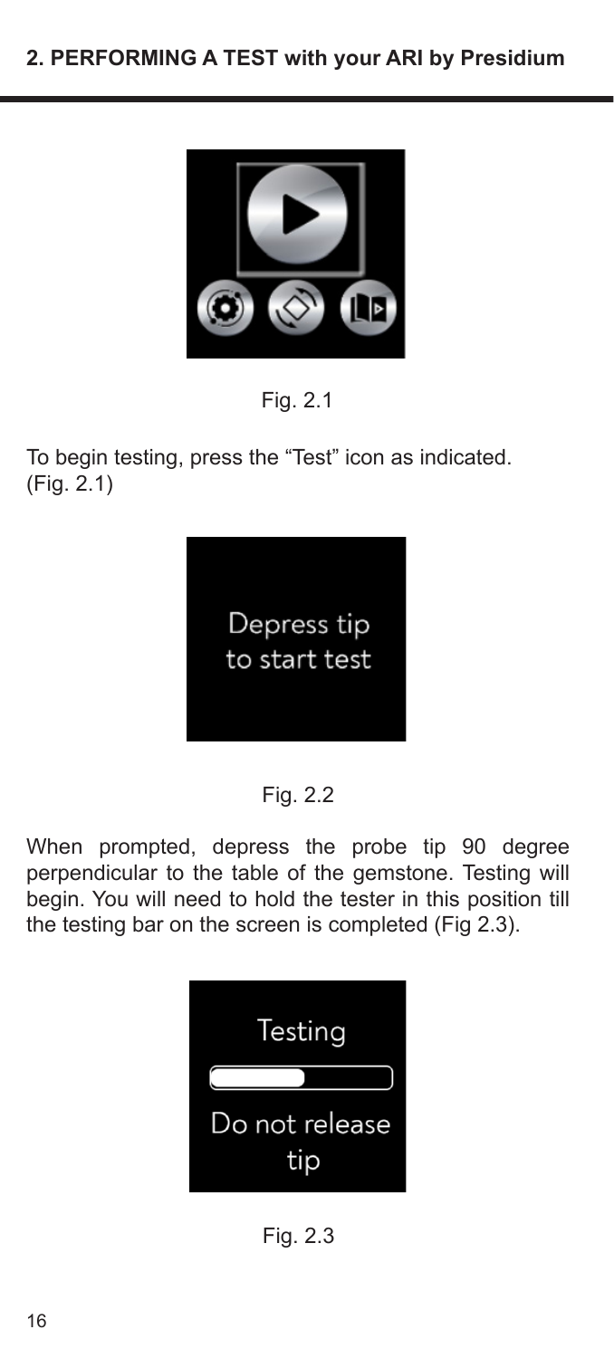## 2. PERFORMING A TEST with your ARI by Presidium

Fig. 2.1

To begin testing, press the “Test” icon as indicated. (Fig. 2.1)

Fig. 2.2

When prompted, depress the probe tip 90 degree perpendicular to the table of the gemstone. Testing will begin. You will need to hold the tester in this position till the testing bar on the screen is completed (Fig 2.3).

Fig. 2.3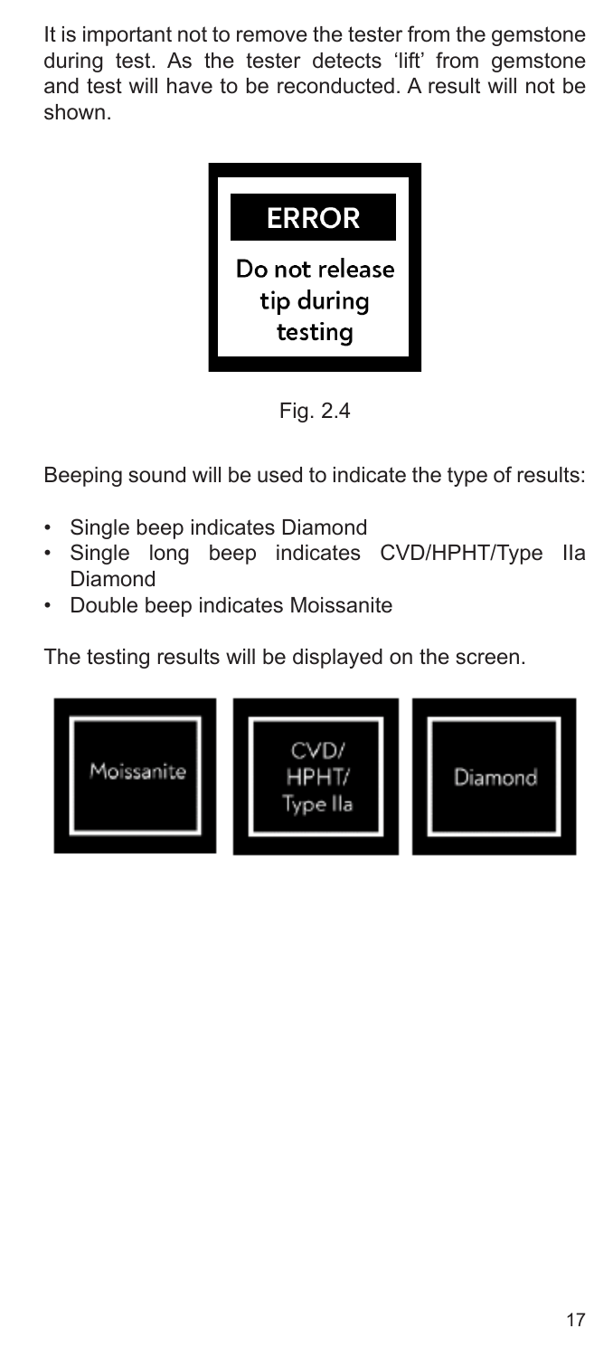It is important not to remove the tester from the gemstone during test. As the tester detects 'lift' from gemstone and test will have to be reconducted. A result will not be shown.

**ERROR**

Do not release tip during testing

Fig. 2.4

Beeping sound will be used to indicate the type of results:

- Single beep indicates Diamond
- Single long beep indicates CVD/HPHT/Type IIa Diamond
- Double beep indicates Moissanite

The testing results will be displayed on the screen.

Moissanite

CVD/ HPHT/ Type IIa

Diamond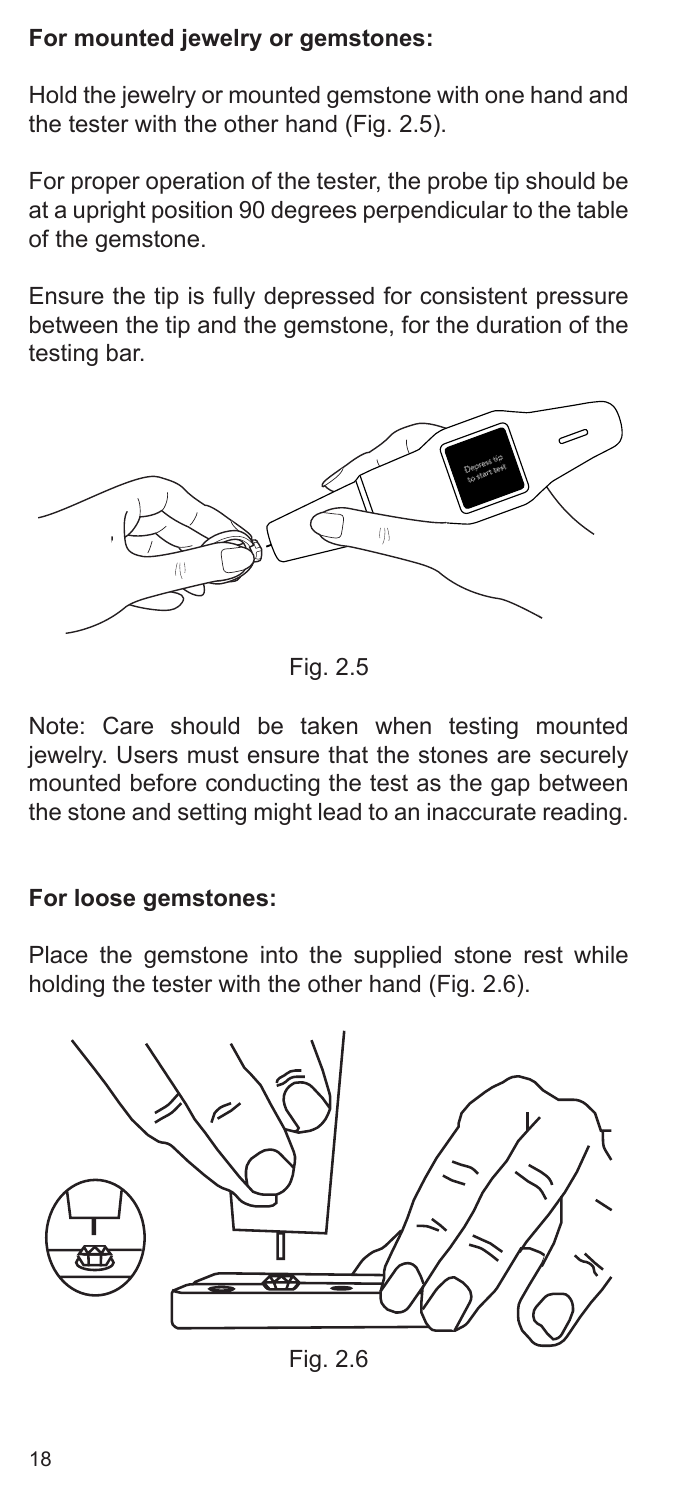**For mounted jewelry or gemstones:**

Hold the jewelry or mounted gemstone with one hand and the tester with the other hand (Fig. 2.5).

For proper operation of the tester, the probe tip should be at a upright position 90 degrees perpendicular to the table of the gemstone.

Ensure the tip is fully depressed for consistent pressure between the tip and the gemstone, for the duration of the testing bar.

Fig. 2.5

Note: Care should be taken when testing mounted jewelry. Users must ensure that the stones are securely mounted before conducting the test as the gap between the stone and setting might lead to an inaccurate reading.

**For loose gemstones:**

Place the gemstone into the supplied stone rest while holding the tester with the other hand (Fig. 2.6).

Fig. 2.6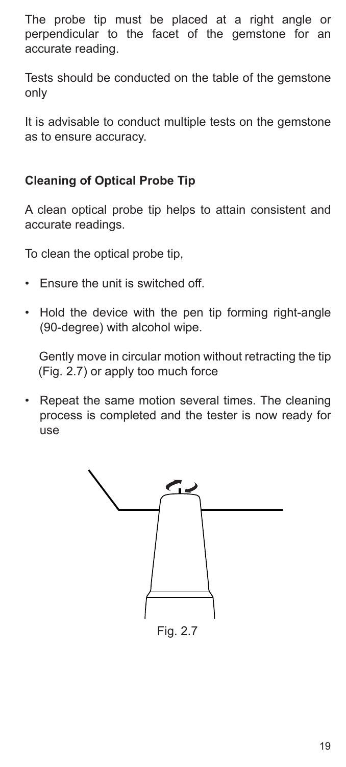The probe tip must be placed at a right angle or perpendicular to the facet of the gemstone for an accurate reading.

Tests should be conducted on the table of the gemstone only

It is advisable to conduct multiple tests on the gemstone as to ensure accuracy.

### Cleaning of Optical Probe Tip

A clean optical probe tip helps to attain consistent and accurate readings.

To clean the optical probe tip,

- Ensure the unit is switched off.
- Hold the device with the pen tip forming right-angle (90-degree) with alcohol wipe.

  Gently move in circular motion without retracting the tip (Fig. 2.7) or apply too much force
- Repeat the same motion several times. The cleaning process is completed and the tester is now ready for use

Fig. 2.7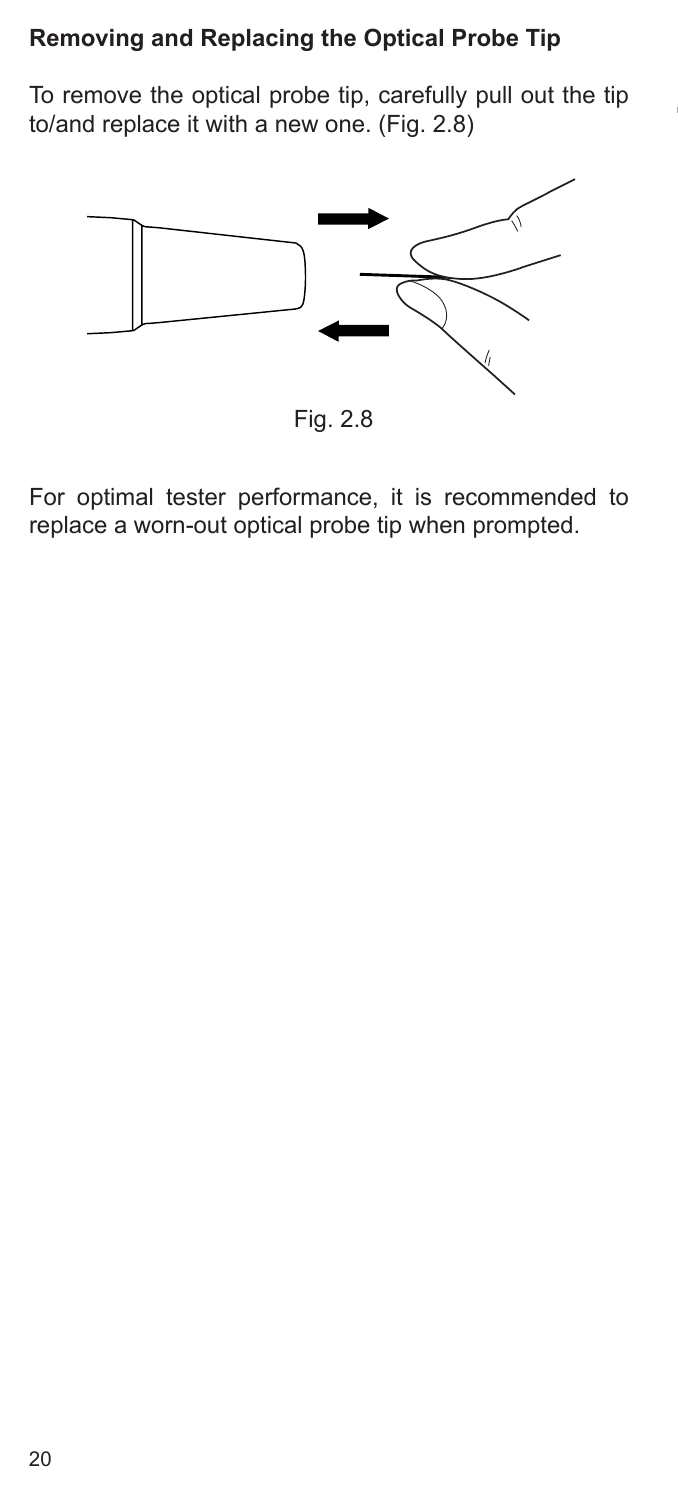**Removing and Replacing the Optical Probe Tip**

To remove the optical probe tip, carefully pull out the tip to/and replace it with a new one. (Fig. 2.8)

Fig. 2.8

For optimal tester performance, it is recommended to replace a worn-out optical probe tip when prompted.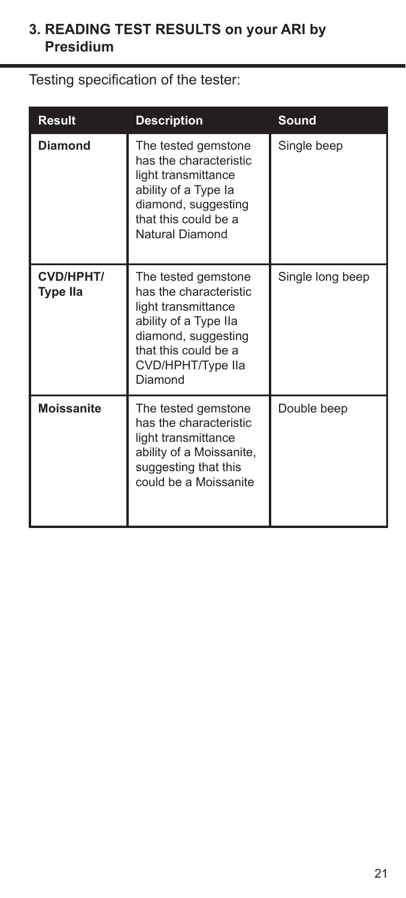## 3. READING TEST RESULTS on your ARI by Presidium

Testing specification of the tester:

| Result | Description | Sound |
|---|---|---|
| **Diamond** | The tested gemstone has the characteristic light transmittance ability of a Type Ia diamond, suggesting that this could be a Natural Diamond | Single beep |
| **CVD/HPHT/ Type IIa** | The tested gemstone has the characteristic light transmittance ability of a Type IIa diamond, suggesting that this could be a CVD/HPHT/Type IIa Diamond | Single long beep |
| **Moissanite** | The tested gemstone has the characteristic light transmittance ability of a Moissanite, suggesting that this could be a Moissanite | Double beep |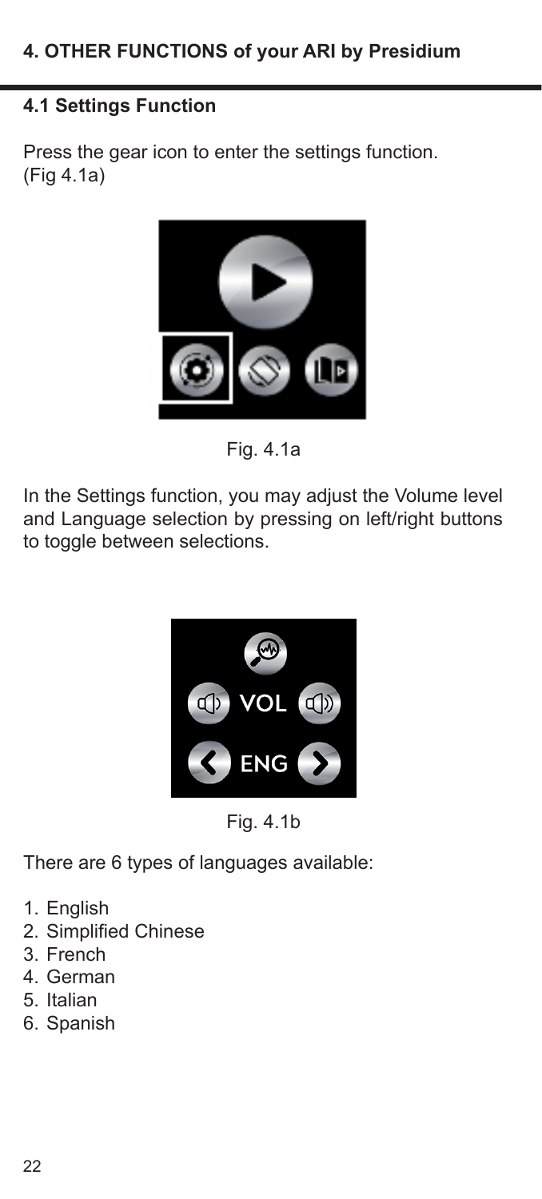## 4. OTHER FUNCTIONS of your ARI by Presidium

### 4.1 Settings Function

Press the gear icon to enter the settings function. (Fig 4.1a)

Fig. 4.1a

In the Settings function, you may adjust the Volume level and Language selection by pressing on left/right buttons to toggle between selections.

Fig. 4.1b

There are 6 types of languages available:

1. English
2. Simplified Chinese
3. French
4. German
5. Italian
6. Spanish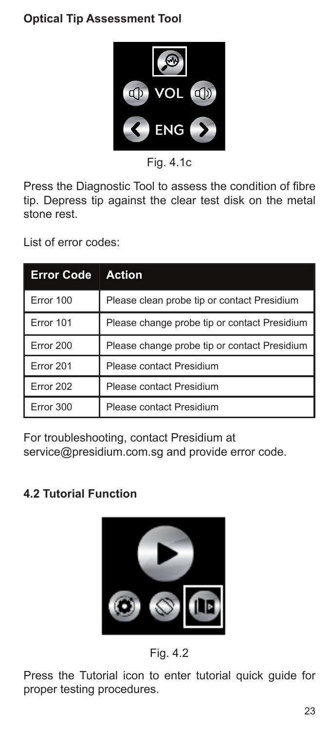**Optical Tip Assessment Tool**

Fig. 4.1c

Press the Diagnostic Tool to assess the condition of fibre tip. Depress tip against the clear test disk on the metal stone rest.

List of error codes:

| Error Code | Action |
|---|---|
| Error 100 | Please clean probe tip or contact Presidium |
| Error 101 | Please change probe tip or contact Presidium |
| Error 200 | Please change probe tip or contact Presidium |
| Error 201 | Please contact Presidium |
| Error 202 | Please contact Presidium |
| Error 300 | Please contact Presidium |

For troubleshooting, contact Presidium at service@presidium.com.sg and provide error code.

**4.2 Tutorial Function**

Fig. 4.2

Press the Tutorial icon to enter tutorial quick guide for proper testing procedures.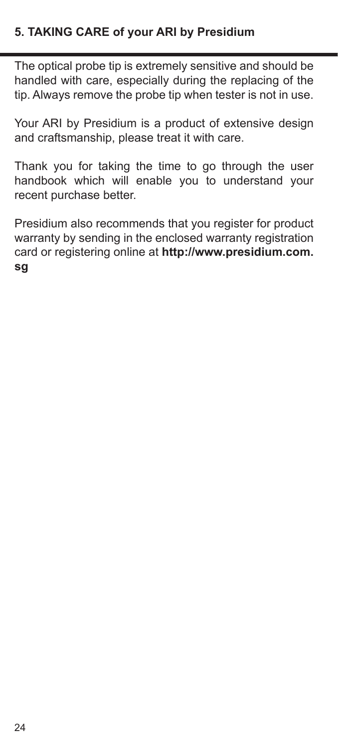## 5. TAKING CARE of your ARI by Presidium

The optical probe tip is extremely sensitive and should be handled with care, especially during the replacing of the tip. Always remove the probe tip when tester is not in use.

Your ARI by Presidium is a product of extensive design and craftsmanship, please treat it with care.

Thank you for taking the time to go through the user handbook which will enable you to understand your recent purchase better.

Presidium also recommends that you register for product warranty by sending in the enclosed warranty registration card or registering online at **http://www.presidium.com.sg**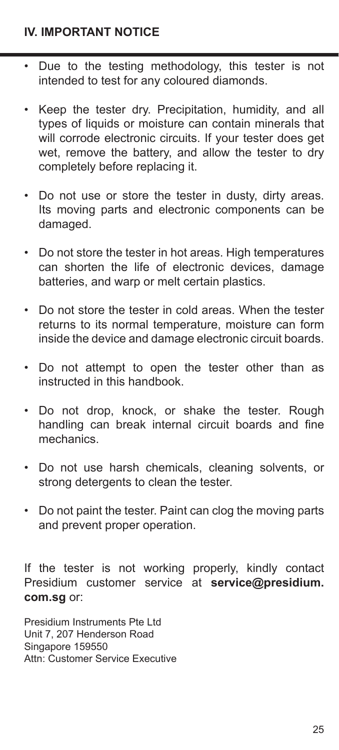## IV. IMPORTANT NOTICE

- Due to the testing methodology, this tester is not intended to test for any coloured diamonds.
- Keep the tester dry. Precipitation, humidity, and all types of liquids or moisture can contain minerals that will corrode electronic circuits. If your tester does get wet, remove the battery, and allow the tester to dry completely before replacing it.
- Do not use or store the tester in dusty, dirty areas. Its moving parts and electronic components can be damaged.
- Do not store the tester in hot areas. High temperatures can shorten the life of electronic devices, damage batteries, and warp or melt certain plastics.
- Do not store the tester in cold areas. When the tester returns to its normal temperature, moisture can form inside the device and damage electronic circuit boards.
- Do not attempt to open the tester other than as instructed in this handbook.
- Do not drop, knock, or shake the tester. Rough handling can break internal circuit boards and fine mechanics.
- Do not use harsh chemicals, cleaning solvents, or strong detergents to clean the tester.
- Do not paint the tester. Paint can clog the moving parts and prevent proper operation.

If the tester is not working properly, kindly contact Presidium customer service at **service@presidium.com.sg** or:

Presidium Instruments Pte Ltd
Unit 7, 207 Henderson Road
Singapore 159550
Attn: Customer Service Executive